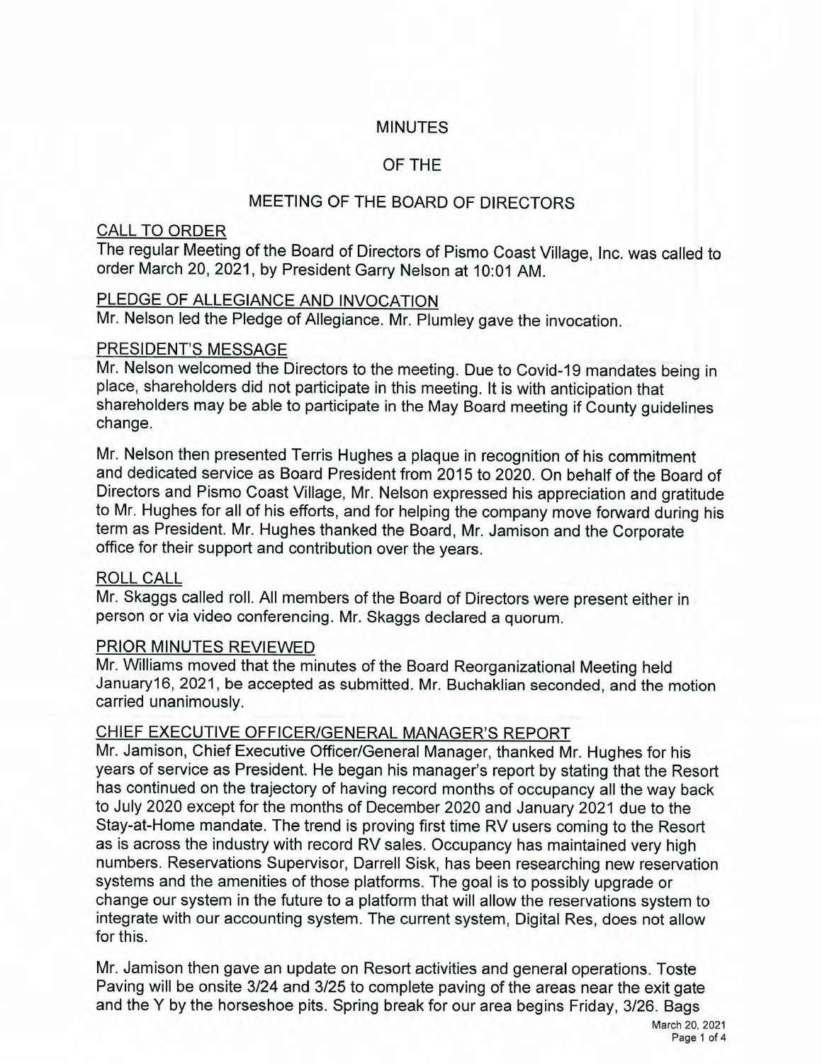# MINUTES

# OF THE

# MEETING OF THE BOARD OF DIRECTORS

## CALL TO ORDER

The regular Meeting of the Board of Directors of Pismo Coast Village, Inc. was called to order March 20, 2021, by President Garry Nelson at 10:01 AM.

## PLEDGE OF ALLEGIANCE AND INVOCATION

Mr. Nelson led the Pledge of Allegiance. Mr. Plumley gave the invocation.

## PRESIDENT'S MESSAGE

Mr. Nelson welcomed the Directors to the meeting. Due to Covid-19 mandates being in place, shareholders did not participate in this meeting. It is with anticipation that shareholders may be able to participate in the May Board meeting if County guidelines change.

Mr. Nelson then presented Terris Hughes a plaque in recognition of his commitment and dedicated service as Board President from 2015 to 2020. On behalf of the Board of Directors and Pismo Coast Village, Mr. Nelson expressed his appreciation and gratitude to Mr. Hughes for all of his efforts, and for helping the company move forward during his term as President. Mr. Hughes thanked the Board, Mr. Jamison and the Corporate office for their support and contribution over the years.

## ROLL CALL

Mr. Skaggs called roll. All members of the Board of Directors were present either in person or via video conferencing. Mr. Skaggs declared a quorum.

## PRIOR MINUTES REVIEWED

Mr. Williams moved that the minutes of the Board Reorganizational Meeting held January16, 2021, be accepted as submitted. Mr. Buchaklian seconded, and the motion carried unanimously.

## CHIEF EXECUTIVE OFFICER/GENERAL MANAGER'S REPORT

Mr. Jamison, Chief Executive Officer/General Manager, thanked Mr. Hughes for his years of service as President. He began his manager's report by stating that the Resort has continued on the trajectory of having record months of occupancy all the way back to July 2020 except for the months of December 2020 and January 2021 due to the Stay-at-Home mandate. The trend is proving first time RV users coming to the Resort as is across the industry with record RV sales. Occupancy has maintained very high numbers. Reservations Supervisor, Darrell Sisk, has been researching new reservation systems and the amenities of those platforms. The goal is to possibly upgrade or change our system in the future to a platform that will allow the reservations system to integrate with our accounting system. The current system, Digital Res, does not allow for this.

Mr. Jamison then gave an update on Resort activities and general operations. Toste Paving will be onsite 3/24 and 3/25 to complete paving of the areas near the exit gate and the Y by the horseshoe pits. Spring break for our area begins Friday, 3/26. Bags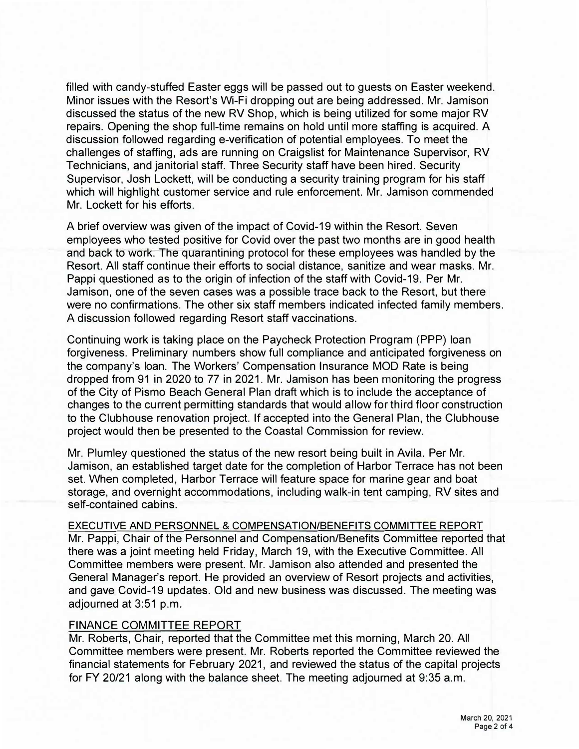filled with candy-stuffed Easter eggs will be passed out to guests on Easter weekend. Minor issues with the Resort's Wi-Fi dropping out are being addressed. Mr. Jamison discussed the status of the new RV Shop, which is being utilized for some major RV repairs. Opening the shop full-time remains on hold until more staffing is acquired. A discussion followed regarding e-verification of potential employees. To meet the challenges of staffing, ads are running on Craigslist for Maintenance Supervisor, RV Technicians, and janitorial staff. Three Security staff have been hired. Security Supervisor, Josh Lockett, will be conducting a security training program for his staff which will highlight customer service and rule enforcement. Mr. Jamison commended Mr. Lockett for his efforts.

A brief overview was given of the impact of Covid-19 within the Resort. Seven employees who tested positive for Covid over the past two months are in good health and back to work. The quarantining protocol for these employees was handled by the Resort. All staff continue their efforts to social distance, sanitize and wear masks. Mr. Pappi questioned as to the origin of infection of the staff with Covid-19. Per Mr. Jamison, one of the seven cases was a possible trace back to the Resort, but there were no confirmations. The other six staff members indicated infected family members. A discussion followed regarding Resort staff vaccinations.

Continuing work is taking place on the Paycheck Protection Program (PPP) loan forgiveness. Preliminary numbers show full compliance and anticipated forgiveness on the company's loan. The Workers' Compensation Insurance MOD Rate is being dropped from 91 in 2020 to 77 in 2021. Mr. Jamison has been monitoring the progress of the City of Pismo Beach General Plan draft which is to include the acceptance of changes to the current permitting standards that would allow for third floor construction to the Clubhouse renovation project. If accepted into the General Plan, the Clubhouse project would then be presented to the Coastal Commission for review.

Mr. Plumley questioned the status of the new resort being built in Avila. Per Mr. Jamison, an established target date for the completion of Harbor Terrace has not been set. When completed, Harbor Terrace will feature space for marine gear and boat storage, and overnight accommodations, including walk-in tent camping, RV sites and self-contained cabins.

## EXECUTIVE AND PERSONNEL & COMPENSATION/BENEFITS COMMITTEE REPORT

Mr. Pappi, Chair of the Personnel and Compensation/Benefits Committee reported that there was a joint meeting held Friday, March 19, with the Executive Committee. All Committee members were present. Mr. Jamison also attended and presented the General Manager's report. He provided an overview of Resort projects and activities, and gave Covid-19 updates. Old and new business was discussed. The meeting was adjourned at 3:51 p.m.

## FINANCE COMMITTEE REPORT

Mr. Roberts, Chair, reported that the Committee met this morning, March 20. All Committee members were present. Mr. Roberts reported the Committee reviewed the financial statements for February 2021, and reviewed the status of the capital projects for FY 20/21 along with the balance sheet. The meeting adjourned at 9:35 a.m.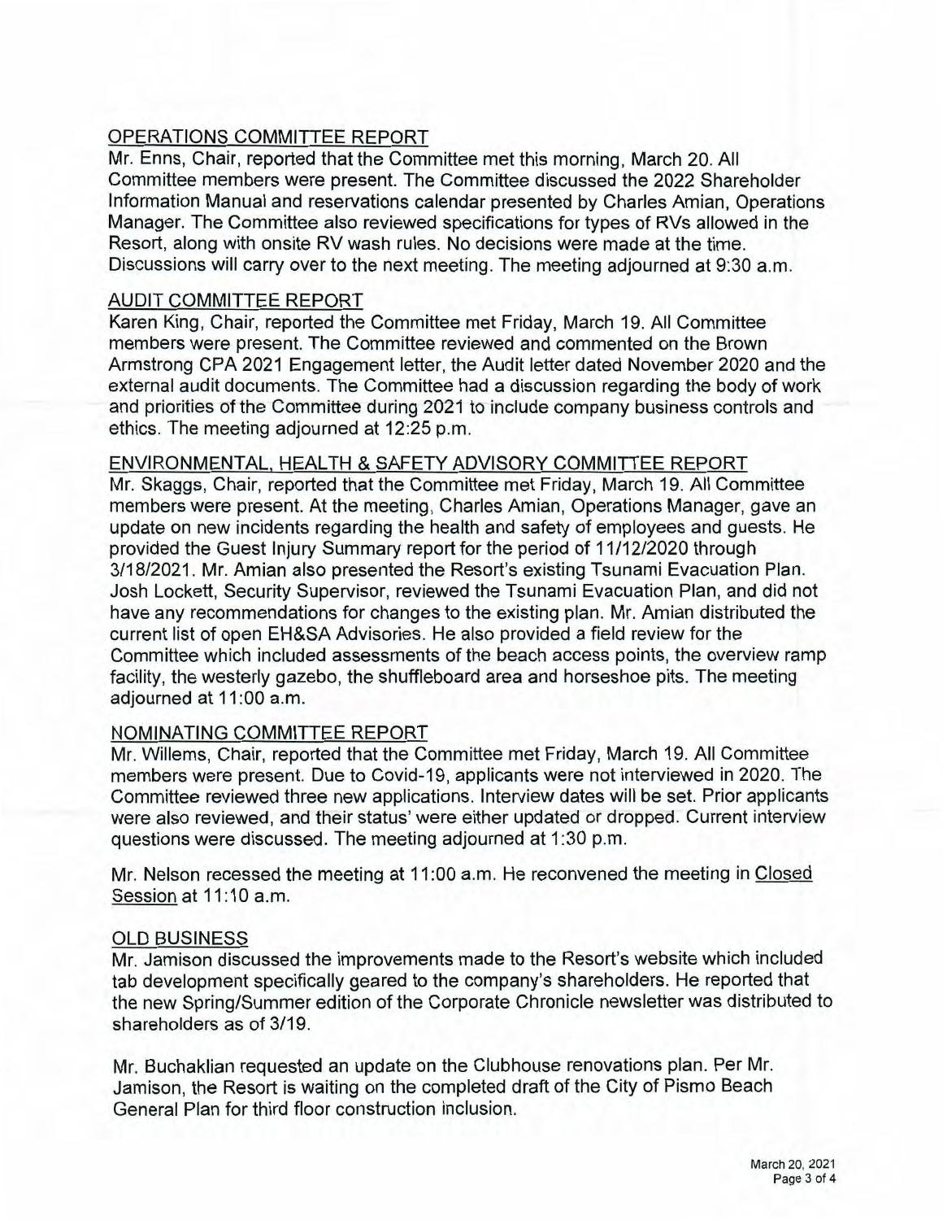## OPERATIONS COMMITTEE REPORT

Mr. Enns, Chair, reported that the Committee met this morning, March 20. All Committee members were present. The Committee discussed the 2022 Shareholder Information Manual and reservations calendar presented by Charles Amian, Operations Manager. The Committee also reviewed specifications for types of RVs allowed in the Resort, along with onsite RV wash rules. No decisions were made at the time. Discussions will carry over to the next meeting. The meeting adjourned at 9:30 a.m.

## AUDIT COMMITTEE REPORT

Karen King, Chair, reported the Committee met Friday, March 19. All Committee members were present. The Committee reviewed and commented on the Brown Armstrong CPA 2021 Engagement letter, the Audit letter dated November 2020 and the external audit documents. The Committee had a discussion regarding the body of work and priorities of the Committee during 2021 to include company business controls and ethics. The meeting adjourned at 12:25 p.m.

## ENVIRONMENTAL, HEALTH & SAFETY ADVISORY COMMITTEE REPORT

Mr. Skaggs, Chair, reported that the Committee met Friday, March 19. All Committee members were present. At the meeting, Charles Amian, Operations Manager, gave an update on new incidents regarding the health and safety of employees and guests. He provided the Guest Injury Summary report for the period of 11/12/2020 through 3/18/2021. Mr. Amian also presented the Resort's existing Tsunami Evacuation Plan. Josh Lockett, Security Supervisor, reviewed the Tsunami Evacuation Plan, and did not have any recommendations for changes to the existing plan. Mr. Amian distributed the current list of open EH&SA Advisories. He also provided a field review for the Committee which included assessments of the beach access points, the overview ramp facility, the westerly gazebo, the shuffleboard area and horseshoe pits. The meeting adjourned at 11:00 a.m.

## NOMINATING COMMITTEE REPORT

Mr. Willems, Chair, reported that the Committee met Friday, March 19. All Committee members were present. Due to Covid-19, applicants were not interviewed in 2020. The Committee reviewed three new applications. Interview dates will be set. Prior applicants were also reviewed, and their status' were either updated or dropped. Current interview questions were discussed. The meeting adjourned at 1:30 p.m.

Mr. Nelson recessed the meeting at 11:00 a.m. He reconvened the meeting in Closed Session at 11:10 a.m.

## OLD BUSINESS

Mr. Jamison discussed the improvements made to the Resort's website which included tab development specifically geared to the company's shareholders. He reported that the new Spring/Summer edition of the Corporate Chronicle newsletter was distributed to shareholders as of 3/19.

Mr. Buchaklian requested an update on the Clubhouse renovations plan. Per Mr. Jamison, the Resort is waiting on the completed draft of the City of Pismo Beach General Plan for third floor construction inclusion.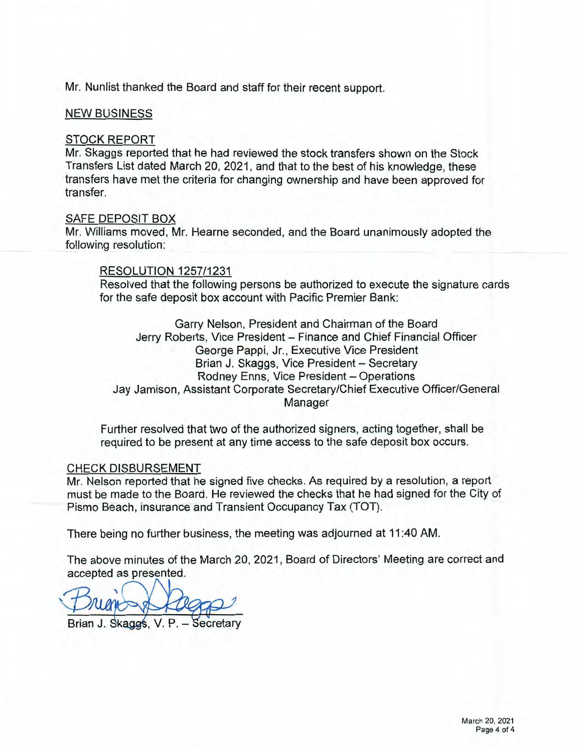Mr. Nunlist thanked the Board and staff for their recent support.

## NEW BUSINESS

### STOCK REPORT

Mr. Skaggs reported that he had reviewed the stock transfers shown on the Stock Transfers List dated March 20, 2021, and that to the best of his knowledge, these transfers have met the criteria for changing ownership and have been approved for transfer.

### SAFE DEPOSIT BOX

Mr. Williams moved, Mr. Hearne seconded, and the Board unanimously adopted the following resolution:

> RESOLUTION 1257/1231
>
> Resolved that the following persons be authorized to execute the signature cards for the safe deposit box account with Pacific Premier Bank:
>
> Garry Nelson, President and Chairman of the Board
> Jerry Roberts, Vice President – Finance and Chief Financial Officer
> George Pappi, Jr., Executive Vice President
> Brian J. Skaggs, Vice President – Secretary
> Rodney Enns, Vice President – Operations
> Jay Jamison, Assistant Corporate Secretary/Chief Executive Officer/General Manager
>
> Further resolved that two of the authorized signers, acting together, shall be required to be present at any time access to the safe deposit box occurs.

### CHECK DISBURSEMENT

Mr. Nelson reported that he signed five checks. As required by a resolution, a report must be made to the Board. He reviewed the checks that he had signed for the City of Pismo Beach, insurance and Transient Occupancy Tax (TOT).

There being no further business, the meeting was adjourned at 11:40 AM.

The above minutes of the March 20, 2021, Board of Directors' Meeting are correct and accepted as presented.

Brian J. Skaggs, V. P. – Secretary